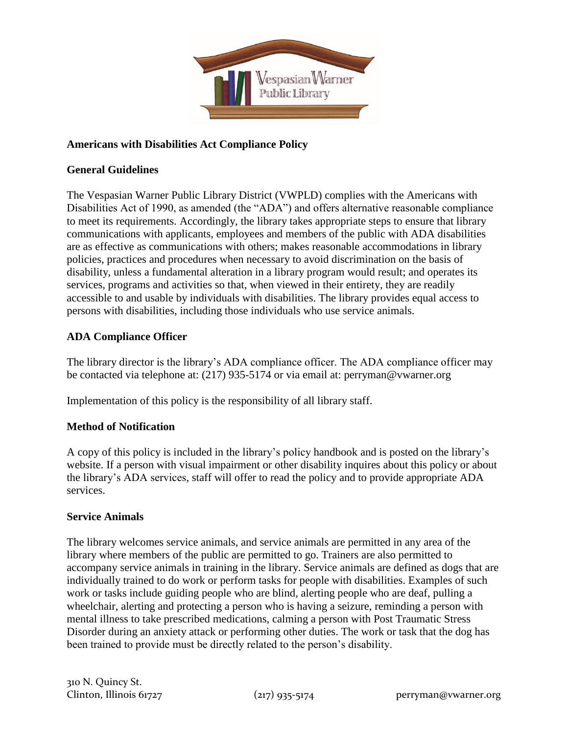Vespasian Warner Public Library

**Americans with Disabilities Act Compliance Policy**

**General Guidelines**

The Vespasian Warner Public Library District (VWPLD) complies with the Americans with Disabilities Act of 1990, as amended (the "ADA") and offers alternative reasonable compliance to meet its requirements. Accordingly, the library takes appropriate steps to ensure that library communications with applicants, employees and members of the public with ADA disabilities are as effective as communications with others; makes reasonable accommodations in library policies, practices and procedures when necessary to avoid discrimination on the basis of disability, unless a fundamental alteration in a library program would result; and operates its services, programs and activities so that, when viewed in their entirety, they are readily accessible to and usable by individuals with disabilities. The library provides equal access to persons with disabilities, including those individuals who use service animals.

**ADA Compliance Officer**

The library director is the library's ADA compliance officer. The ADA compliance officer may be contacted via telephone at: (217) 935-5174 or via email at: perryman@vwarner.org

Implementation of this policy is the responsibility of all library staff.

**Method of Notification**

A copy of this policy is included in the library's policy handbook and is posted on the library's website. If a person with visual impairment or other disability inquires about this policy or about the library's ADA services, staff will offer to read the policy and to provide appropriate ADA services.

**Service Animals**

The library welcomes service animals, and service animals are permitted in any area of the library where members of the public are permitted to go. Trainers are also permitted to accompany service animals in training in the library. Service animals are defined as dogs that are individually trained to do work or perform tasks for people with disabilities. Examples of such work or tasks include guiding people who are blind, alerting people who are deaf, pulling a wheelchair, alerting and protecting a person who is having a seizure, reminding a person with mental illness to take prescribed medications, calming a person with Post Traumatic Stress Disorder during an anxiety attack or performing other duties. The work or task that the dog has been trained to provide must be directly related to the person's disability.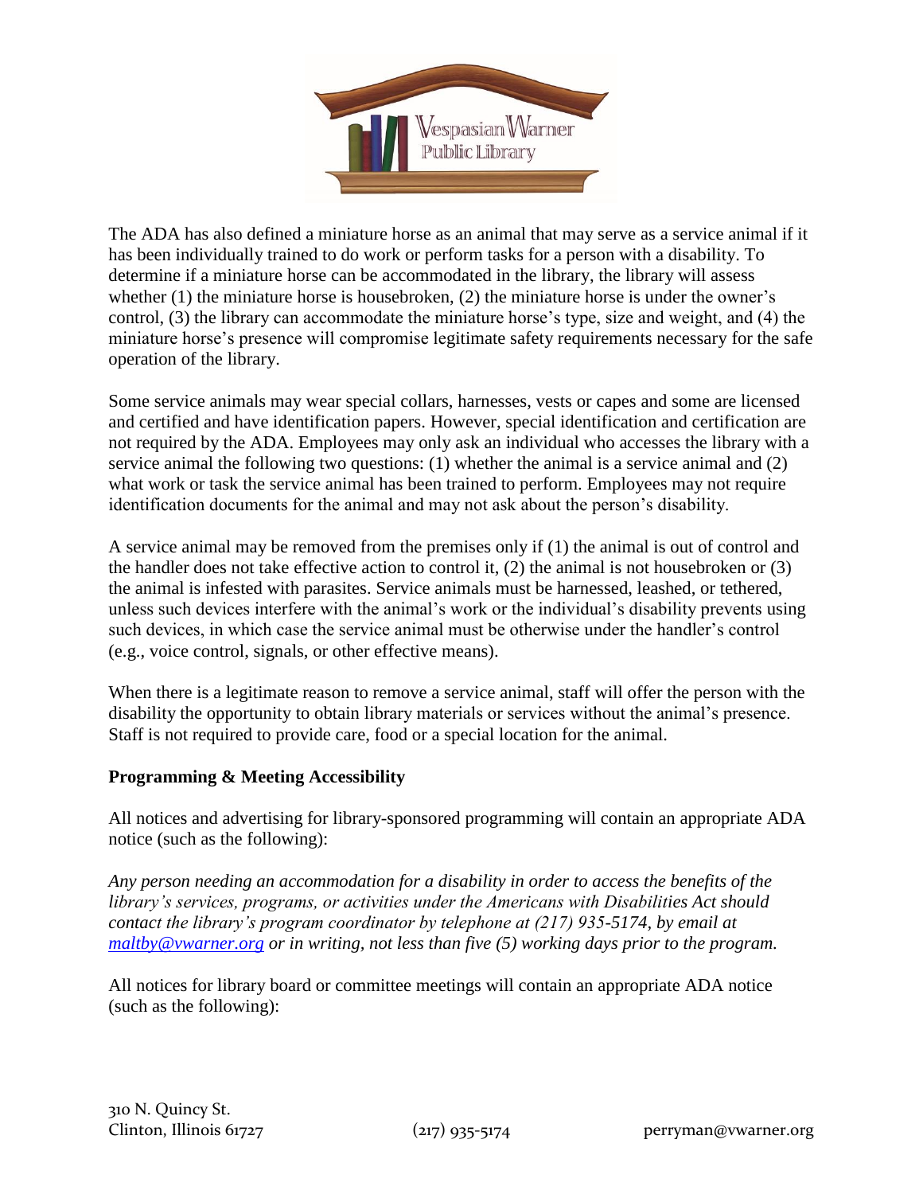The ADA has also defined a miniature horse as an animal that may serve as a service animal if it has been individually trained to do work or perform tasks for a person with a disability. To determine if a miniature horse can be accommodated in the library, the library will assess whether (1) the miniature horse is housebroken, (2) the miniature horse is under the owner's control, (3) the library can accommodate the miniature horse's type, size and weight, and (4) the miniature horse's presence will compromise legitimate safety requirements necessary for the safe operation of the library.

Some service animals may wear special collars, harnesses, vests or capes and some are licensed and certified and have identification papers. However, special identification and certification are not required by the ADA. Employees may only ask an individual who accesses the library with a service animal the following two questions: (1) whether the animal is a service animal and (2) what work or task the service animal has been trained to perform. Employees may not require identification documents for the animal and may not ask about the person's disability.

A service animal may be removed from the premises only if (1) the animal is out of control and the handler does not take effective action to control it, (2) the animal is not housebroken or (3) the animal is infested with parasites. Service animals must be harnessed, leashed, or tethered, unless such devices interfere with the animal's work or the individual's disability prevents using such devices, in which case the service animal must be otherwise under the handler's control (e.g., voice control, signals, or other effective means).

When there is a legitimate reason to remove a service animal, staff will offer the person with the disability the opportunity to obtain library materials or services without the animal's presence. Staff is not required to provide care, food or a special location for the animal.

**Programming & Meeting Accessibility**

All notices and advertising for library-sponsored programming will contain an appropriate ADA notice (such as the following):

*Any person needing an accommodation for a disability in order to access the benefits of the library's services, programs, or activities under the Americans with Disabilities Act should contact the library's program coordinator by telephone at (217) 935-5174, by email at maltby@vwarner.org or in writing, not less than five (5) working days prior to the program.*

All notices for library board or committee meetings will contain an appropriate ADA notice (such as the following):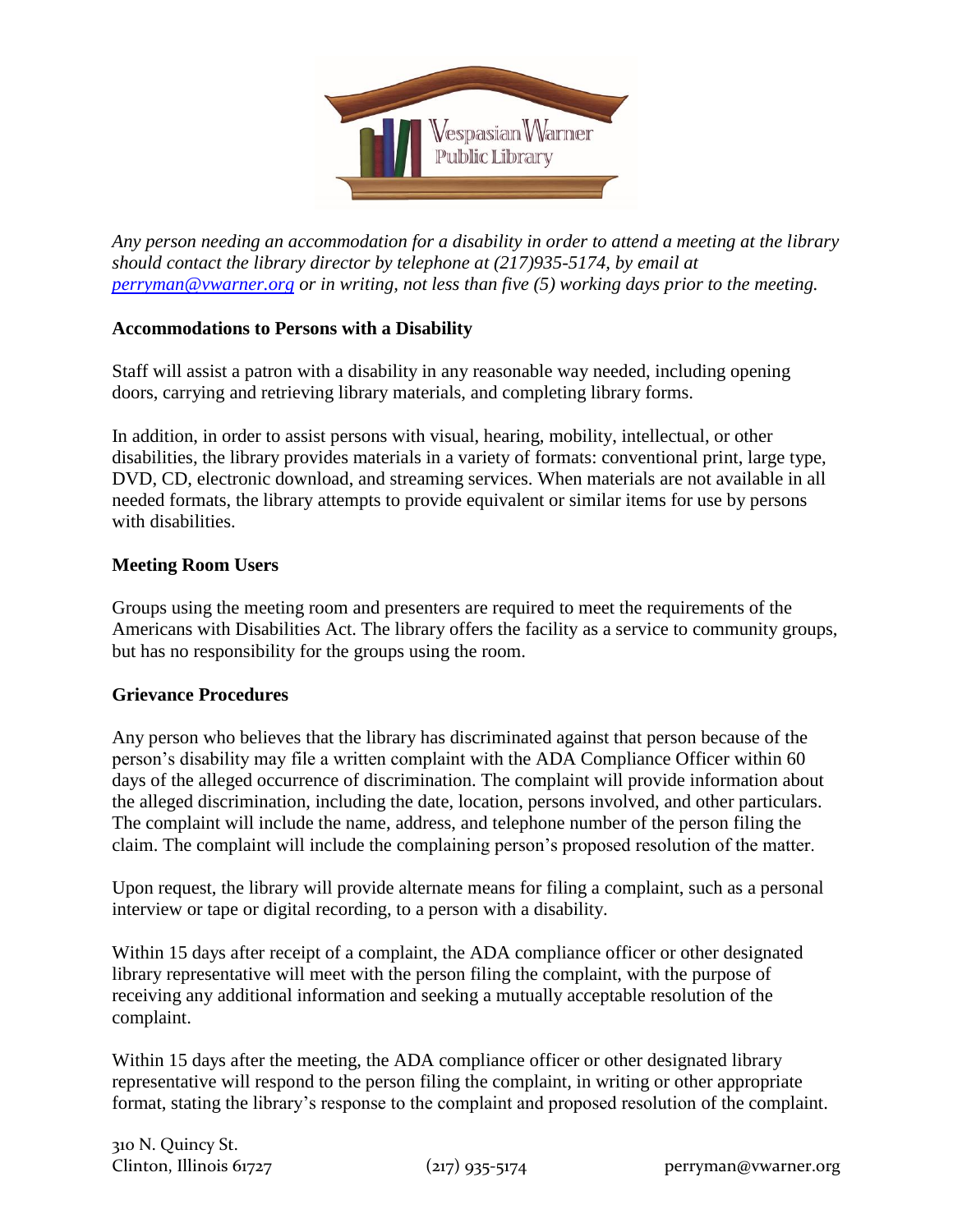*Any person needing an accommodation for a disability in order to attend a meeting at the library should contact the library director by telephone at (217)935-5174, by email at [perryman@vwarner.org](mailto:perryman@vwarner.org) or in writing, not less than five (5) working days prior to the meeting.*

**Accommodations to Persons with a Disability**

Staff will assist a patron with a disability in any reasonable way needed, including opening doors, carrying and retrieving library materials, and completing library forms.

In addition, in order to assist persons with visual, hearing, mobility, intellectual, or other disabilities, the library provides materials in a variety of formats: conventional print, large type, DVD, CD, electronic download, and streaming services. When materials are not available in all needed formats, the library attempts to provide equivalent or similar items for use by persons with disabilities.

**Meeting Room Users**

Groups using the meeting room and presenters are required to meet the requirements of the Americans with Disabilities Act. The library offers the facility as a service to community groups, but has no responsibility for the groups using the room.

**Grievance Procedures**

Any person who believes that the library has discriminated against that person because of the person's disability may file a written complaint with the ADA Compliance Officer within 60 days of the alleged occurrence of discrimination. The complaint will provide information about the alleged discrimination, including the date, location, persons involved, and other particulars. The complaint will include the name, address, and telephone number of the person filing the claim. The complaint will include the complaining person's proposed resolution of the matter.

Upon request, the library will provide alternate means for filing a complaint, such as a personal interview or tape or digital recording, to a person with a disability.

Within 15 days after receipt of a complaint, the ADA compliance officer or other designated library representative will meet with the person filing the complaint, with the purpose of receiving any additional information and seeking a mutually acceptable resolution of the complaint.

Within 15 days after the meeting, the ADA compliance officer or other designated library representative will respond to the person filing the complaint, in writing or other appropriate format, stating the library's response to the complaint and proposed resolution of the complaint.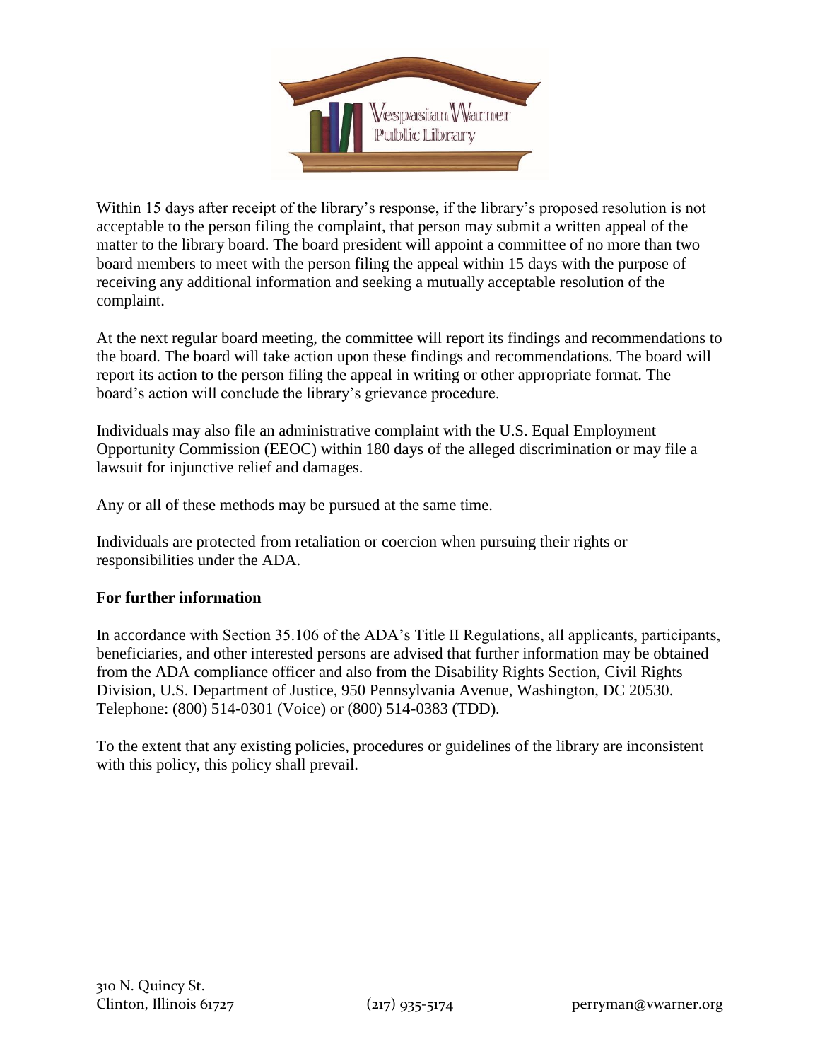Within 15 days after receipt of the library's response, if the library's proposed resolution is not acceptable to the person filing the complaint, that person may submit a written appeal of the matter to the library board. The board president will appoint a committee of no more than two board members to meet with the person filing the appeal within 15 days with the purpose of receiving any additional information and seeking a mutually acceptable resolution of the complaint.

At the next regular board meeting, the committee will report its findings and recommendations to the board. The board will take action upon these findings and recommendations. The board will report its action to the person filing the appeal in writing or other appropriate format. The board's action will conclude the library's grievance procedure.

Individuals may also file an administrative complaint with the U.S. Equal Employment Opportunity Commission (EEOC) within 180 days of the alleged discrimination or may file a lawsuit for injunctive relief and damages.

Any or all of these methods may be pursued at the same time.

Individuals are protected from retaliation or coercion when pursuing their rights or responsibilities under the ADA.

**For further information**

In accordance with Section 35.106 of the ADA's Title II Regulations, all applicants, participants, beneficiaries, and other interested persons are advised that further information may be obtained from the ADA compliance officer and also from the Disability Rights Section, Civil Rights Division, U.S. Department of Justice, 950 Pennsylvania Avenue, Washington, DC 20530. Telephone: (800) 514-0301 (Voice) or (800) 514-0383 (TDD).

To the extent that any existing policies, procedures or guidelines of the library are inconsistent with this policy, this policy shall prevail.